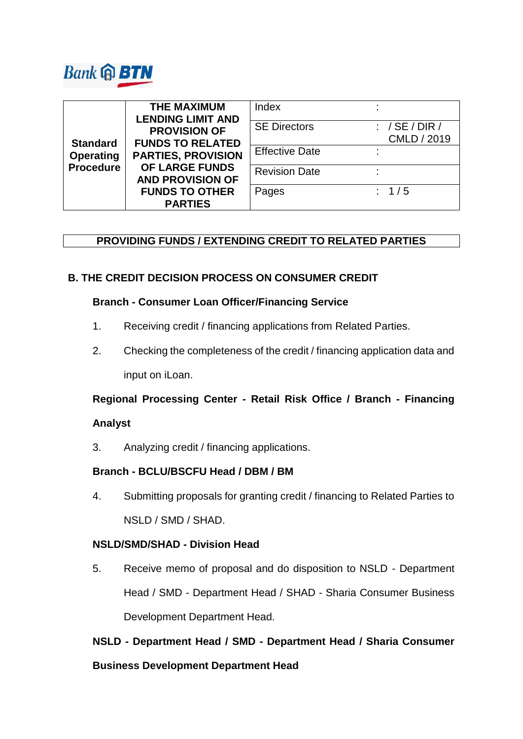Bank BTN

| Standard Operating Procedure | THE MAXIMUM LENDING LIMIT AND PROVISION OF FUNDS TO RELATED PARTIES, PROVISION OF LARGE FUNDS AND PROVISION OF FUNDS TO OTHER PARTIES | Index | : |
|---|---|---|---|
| | | SE Directors | : / SE / DIR / CMLD / 2019 |
| | | Effective Date | : |
| | | Revision Date | : |
| | | Pages | : 1 / 5 |

**PROVIDING FUNDS / EXTENDING CREDIT TO RELATED PARTIES**

## B. THE CREDIT DECISION PROCESS ON CONSUMER CREDIT

**Branch - Consumer Loan Officer/Financing Service**

1. Receiving credit / financing applications from Related Parties.
2. Checking the completeness of the credit / financing application data and input on iLoan.

**Regional Processing Center - Retail Risk Office / Branch - Financing Analyst**

3. Analyzing credit / financing applications.

**Branch - BCLU/BSCFU Head / DBM / BM**

4. Submitting proposals for granting credit / financing to Related Parties to NSLD / SMD / SHAD.

**NSLD/SMD/SHAD - Division Head**

5. Receive memo of proposal and do disposition to NSLD - Department Head / SMD - Department Head / SHAD - Sharia Consumer Business Development Department Head.

**NSLD - Department Head / SMD - Department Head / Sharia Consumer Business Development Department Head**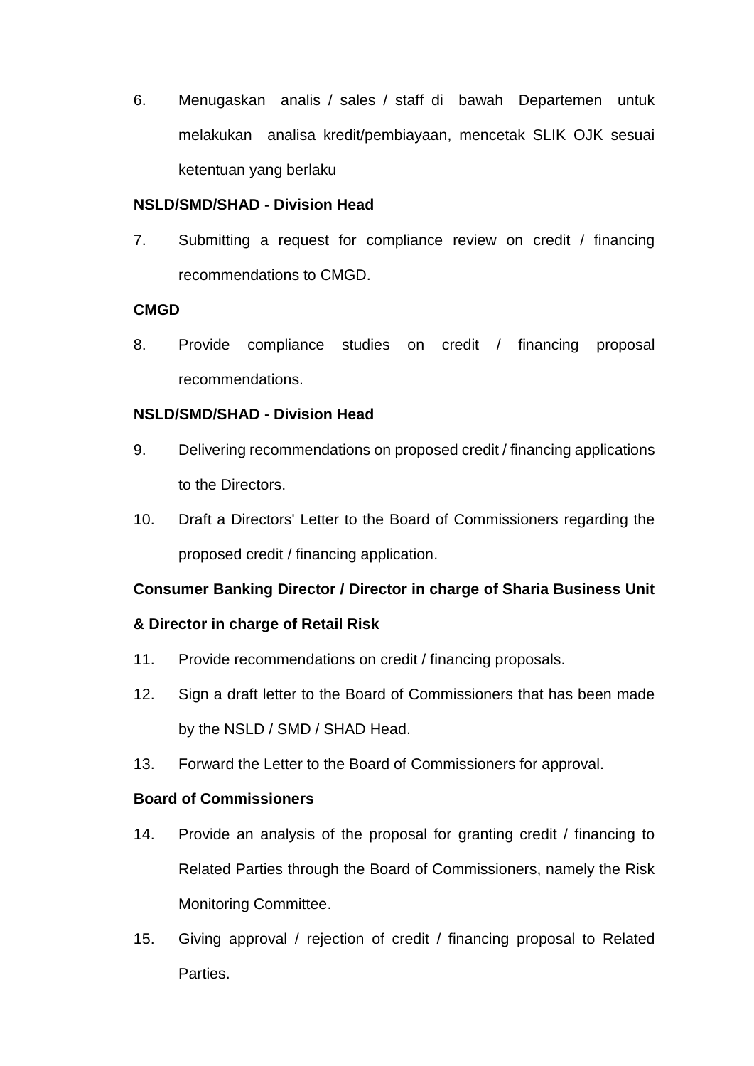6. Menugaskan analis / sales / staff di bawah Departemen untuk melakukan analisa kredit/pembiayaan, mencetak SLIK OJK sesuai ketentuan yang berlaku

**NSLD/SMD/SHAD - Division Head**

7. Submitting a request for compliance review on credit / financing recommendations to CMGD.

**CMGD**

8. Provide compliance studies on credit / financing proposal recommendations.

**NSLD/SMD/SHAD - Division Head**

9. Delivering recommendations on proposed credit / financing applications to the Directors.
10. Draft a Directors' Letter to the Board of Commissioners regarding the proposed credit / financing application.

**Consumer Banking Director / Director in charge of Sharia Business Unit & Director in charge of Retail Risk**

11. Provide recommendations on credit / financing proposals.
12. Sign a draft letter to the Board of Commissioners that has been made by the NSLD / SMD / SHAD Head.
13. Forward the Letter to the Board of Commissioners for approval.

**Board of Commissioners**

14. Provide an analysis of the proposal for granting credit / financing to Related Parties through the Board of Commissioners, namely the Risk Monitoring Committee.
15. Giving approval / rejection of credit / financing proposal to Related Parties.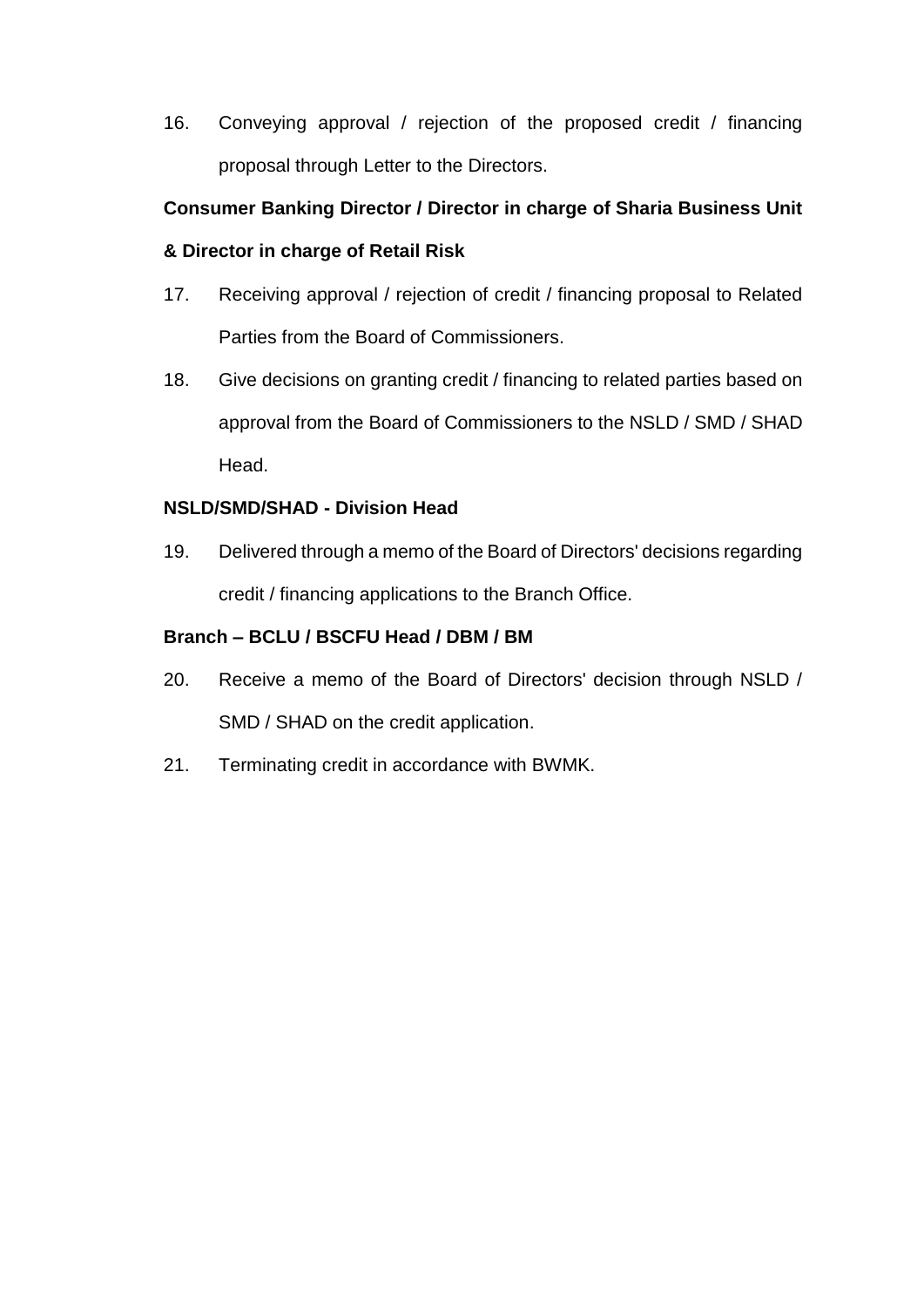16. Conveying approval / rejection of the proposed credit / financing proposal through Letter to the Directors.

**Consumer Banking Director / Director in charge of Sharia Business Unit & Director in charge of Retail Risk**

17. Receiving approval / rejection of credit / financing proposal to Related Parties from the Board of Commissioners.
18. Give decisions on granting credit / financing to related parties based on approval from the Board of Commissioners to the NSLD / SMD / SHAD Head.

**NSLD/SMD/SHAD - Division Head**

19. Delivered through a memo of the Board of Directors' decisions regarding credit / financing applications to the Branch Office.

**Branch – BCLU / BSCFU Head / DBM / BM**

20. Receive a memo of the Board of Directors' decision through NSLD / SMD / SHAD on the credit application.
21. Terminating credit in accordance with BWMK.